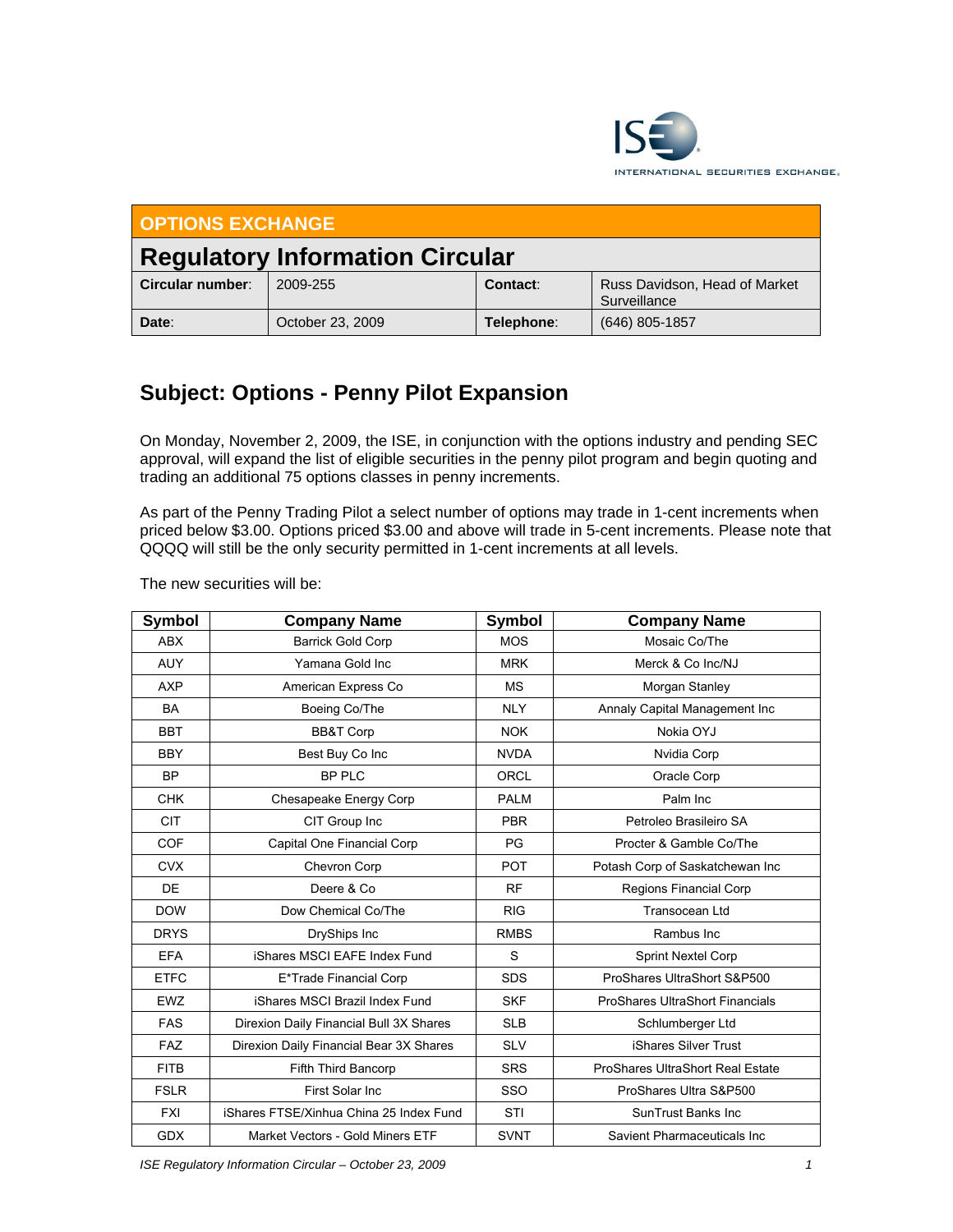INTERNATIONAL SECURITIES EXCHANGE.

| OPTIONS EXCHANGE | | | |
|---|---|---|---|
| **Regulatory Information Circular** | | | |
| **Circular number:** | 2009-255 | **Contact:** | Russ Davidson, Head of Market Surveillance |
| **Date:** | October 23, 2009 | **Telephone:** | (646) 805-1857 |

## Subject: Options - Penny Pilot Expansion

On Monday, November 2, 2009, the ISE, in conjunction with the options industry and pending SEC approval, will expand the list of eligible securities in the penny pilot program and begin quoting and trading an additional 75 options classes in penny increments.

As part of the Penny Trading Pilot a select number of options may trade in 1-cent increments when priced below $3.00. Options priced $3.00 and above will trade in 5-cent increments. Please note that QQQQ will still be the only security permitted in 1-cent increments at all levels.

The new securities will be:

| Symbol | Company Name | Symbol | Company Name |
|---|---|---|---|
| ABX | Barrick Gold Corp | MOS | Mosaic Co/The |
| AUY | Yamana Gold Inc | MRK | Merck & Co Inc/NJ |
| AXP | American Express Co | MS | Morgan Stanley |
| BA | Boeing Co/The | NLY | Annaly Capital Management Inc |
| BBT | BB&T Corp | NOK | Nokia OYJ |
| BBY | Best Buy Co Inc | NVDA | Nvidia Corp |
| BP | BP PLC | ORCL | Oracle Corp |
| CHK | Chesapeake Energy Corp | PALM | Palm Inc |
| CIT | CIT Group Inc | PBR | Petroleo Brasileiro SA |
| COF | Capital One Financial Corp | PG | Procter & Gamble Co/The |
| CVX | Chevron Corp | POT | Potash Corp of Saskatchewan Inc |
| DE | Deere & Co | RF | Regions Financial Corp |
| DOW | Dow Chemical Co/The | RIG | Transocean Ltd |
| DRYS | DryShips Inc | RMBS | Rambus Inc |
| EFA | iShares MSCI EAFE Index Fund | S | Sprint Nextel Corp |
| ETFC | E*Trade Financial Corp | SDS | ProShares UltraShort S&P500 |
| EWZ | iShares MSCI Brazil Index Fund | SKF | ProShares UltraShort Financials |
| FAS | Direxion Daily Financial Bull 3X Shares | SLB | Schlumberger Ltd |
| FAZ | Direxion Daily Financial Bear 3X Shares | SLV | iShares Silver Trust |
| FITB | Fifth Third Bancorp | SRS | ProShares UltraShort Real Estate |
| FSLR | First Solar Inc | SSO | ProShares Ultra S&P500 |
| FXI | iShares FTSE/Xinhua China 25 Index Fund | STI | SunTrust Banks Inc |
| GDX | Market Vectors - Gold Miners ETF | SVNT | Savient Pharmaceuticals Inc |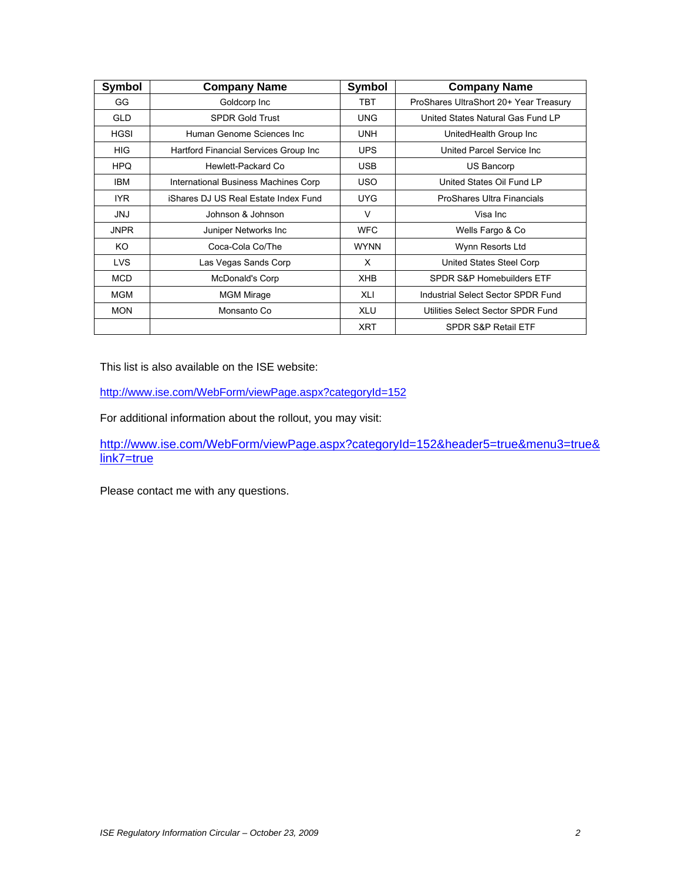| Symbol | Company Name | Symbol | Company Name |
|---|---|---|---|
| GG | Goldcorp Inc | TBT | ProShares UltraShort 20+ Year Treasury |
| GLD | SPDR Gold Trust | UNG | United States Natural Gas Fund LP |
| HGSI | Human Genome Sciences Inc | UNH | UnitedHealth Group Inc |
| HIG | Hartford Financial Services Group Inc | UPS | United Parcel Service Inc |
| HPQ | Hewlett-Packard Co | USB | US Bancorp |
| IBM | International Business Machines Corp | USO | United States Oil Fund LP |
| IYR | iShares DJ US Real Estate Index Fund | UYG | ProShares Ultra Financials |
| JNJ | Johnson & Johnson | V | Visa Inc |
| JNPR | Juniper Networks Inc | WFC | Wells Fargo & Co |
| KO | Coca-Cola Co/The | WYNN | Wynn Resorts Ltd |
| LVS | Las Vegas Sands Corp | X | United States Steel Corp |
| MCD | McDonald's Corp | XHB | SPDR S&P Homebuilders ETF |
| MGM | MGM Mirage | XLI | Industrial Select Sector SPDR Fund |
| MON | Monsanto Co | XLU | Utilities Select Sector SPDR Fund |
| | | XRT | SPDR S&P Retail ETF |

This list is also available on the ISE website:

http://www.ise.com/WebForm/viewPage.aspx?categoryId=152

For additional information about the rollout, you may visit:

http://www.ise.com/WebForm/viewPage.aspx?categoryId=152&header5=true&menu3=true&link7=true

Please contact me with any questions.